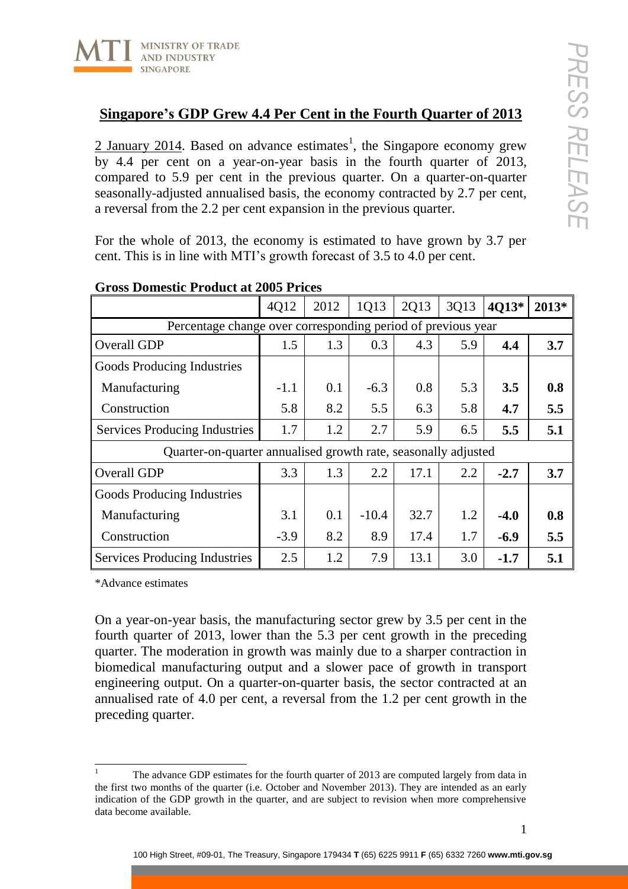## **Singapore's GDP Grew 4.4 Per Cent in the Fourth Quarter of 2013**

2 January 2014. Based on advance estimates[1], the Singapore economy grew by 4.4 per cent on a year-on-year basis in the fourth quarter of 2013, compared to 5.9 per cent in the previous quarter. On a quarter-on-quarter seasonally-adjusted annualised basis, the economy contracted by 2.7 per cent, a reversal from the 2.2 per cent expansion in the previous quarter.

For the whole of 2013, the economy is estimated to have grown by 3.7 per cent. This is in line with MTI's growth forecast of 3.5 to 4.0 per cent.

**Gross Domestic Product at 2005 Prices**

| | 4Q12 | 2012 | 1Q13 | 2Q13 | 3Q13 | **4Q13*** | **2013*** |
|---|---|---|---|---|---|---|---|
| Percentage change over corresponding period of previous year | | | | | | | |
| Overall GDP | 1.5 | 1.3 | 0.3 | 4.3 | 5.9 | **4.4** | **3.7** |
| Goods Producing Industries | | | | | | | |
| Manufacturing | -1.1 | 0.1 | -6.3 | 0.8 | 5.3 | **3.5** | **0.8** |
| Construction | 5.8 | 8.2 | 5.5 | 6.3 | 5.8 | **4.7** | **5.5** |
| Services Producing Industries | 1.7 | 1.2 | 2.7 | 5.9 | 6.5 | **5.5** | **5.1** |
| Quarter-on-quarter annualised growth rate, seasonally adjusted | | | | | | | |
| Overall GDP | 3.3 | 1.3 | 2.2 | 17.1 | 2.2 | **-2.7** | **3.7** |
| Goods Producing Industries | | | | | | | |
| Manufacturing | 3.1 | 0.1 | -10.4 | 32.7 | 1.2 | **-4.0** | **0.8** |
| Construction | -3.9 | 8.2 | 8.9 | 17.4 | 1.7 | **-6.9** | **5.5** |
| Services Producing Industries | 2.5 | 1.2 | 7.9 | 13.1 | 3.0 | **-1.7** | **5.1** |

*Advance estimates

On a year-on-year basis, the manufacturing sector grew by 3.5 per cent in the fourth quarter of 2013, lower than the 5.3 per cent growth in the preceding quarter. The moderation in growth was mainly due to a sharper contraction in biomedical manufacturing output and a slower pace of growth in transport engineering output. On a quarter-on-quarter basis, the sector contracted at an annualised rate of 4.0 per cent, a reversal from the 1.2 per cent growth in the preceding quarter.

[1] The advance GDP estimates for the fourth quarter of 2013 are computed largely from data in the first two months of the quarter (i.e. October and November 2013). They are intended as an early indication of the GDP growth in the quarter, and are subject to revision when more comprehensive data become available.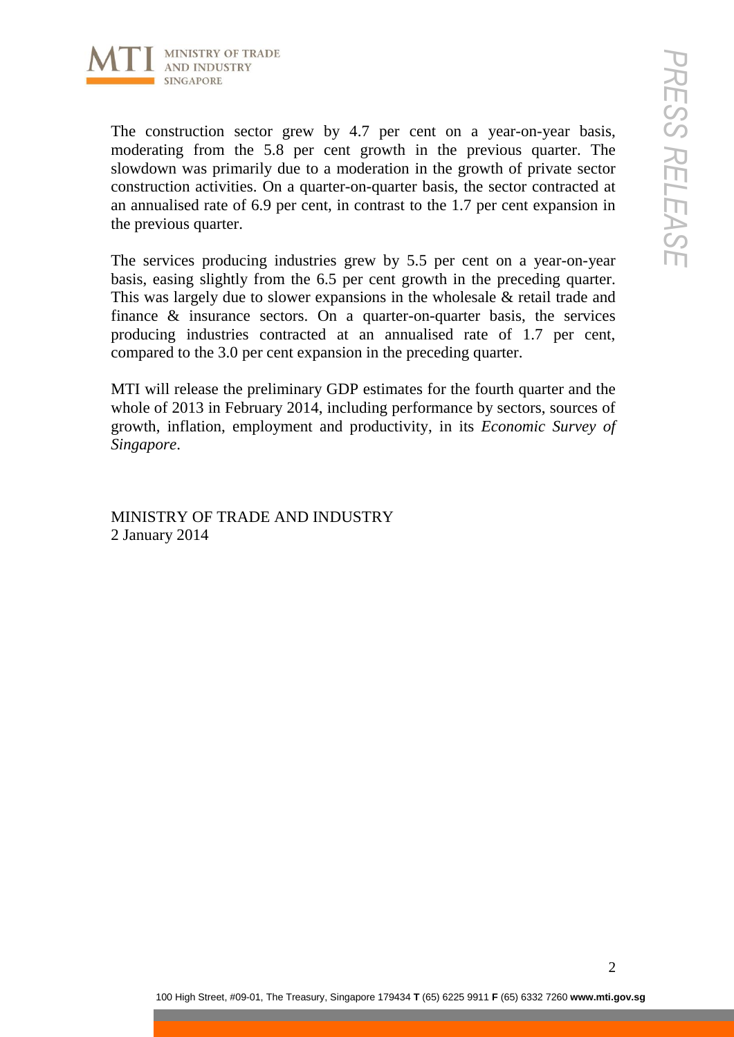The construction sector grew by 4.7 per cent on a year-on-year basis, moderating from the 5.8 per cent growth in the previous quarter. The slowdown was primarily due to a moderation in the growth of private sector construction activities. On a quarter-on-quarter basis, the sector contracted at an annualised rate of 6.9 per cent, in contrast to the 1.7 per cent expansion in the previous quarter.

The services producing industries grew by 5.5 per cent on a year-on-year basis, easing slightly from the 6.5 per cent growth in the preceding quarter. This was largely due to slower expansions in the wholesale & retail trade and finance & insurance sectors. On a quarter-on-quarter basis, the services producing industries contracted at an annualised rate of 1.7 per cent, compared to the 3.0 per cent expansion in the preceding quarter.

MTI will release the preliminary GDP estimates for the fourth quarter and the whole of 2013 in February 2014, including performance by sectors, sources of growth, inflation, employment and productivity, in its *Economic Survey of Singapore*.

MINISTRY OF TRADE AND INDUSTRY
2 January 2014